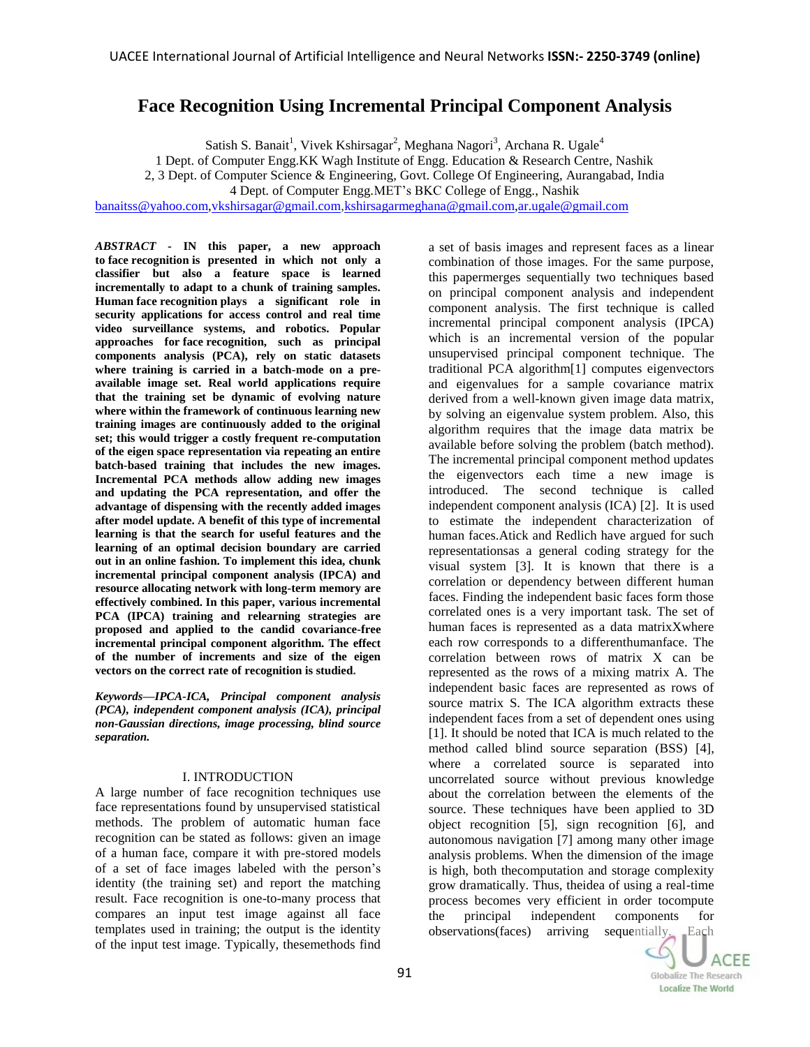# Face Recognition Using Incremental Principal Component Analysis

Satish S. Banait[1], Vivek Kshirsagar[2], Meghana Nagori[3], Archana R. Ugale[4]

1 Dept. of Computer Engg.KK Wagh Institute of Engg. Education & Research Centre, Nashik
2, 3 Dept. of Computer Science & Engineering, Govt. College Of Engineering, Aurangabad, India
4 Dept. of Computer Engg.MET's BKC College of Engg., Nashik

banaitss@yahoo.com,vkshirsagar@gmail.com,kshirsagarmeghana@gmail.com,ar.ugale@gmail.com

***ABSTRACT* - IN this paper, a new approach to face recognition is presented in which not only a classifier but also a feature space is learned incrementally to adapt to a chunk of training samples. Human face recognition plays a significant role in security applications for access control and real time video surveillance systems, and robotics. Popular approaches for face recognition, such as principal components analysis (PCA), rely on static datasets where training is carried in a batch-mode on a pre-available image set. Real world applications require that the training set be dynamic of evolving nature where within the framework of continuous learning new training images are continuously added to the original set; this would trigger a costly frequent re-computation of the eigen space representation via repeating an entire batch-based training that includes the new images. Incremental PCA methods allow adding new images and updating the PCA representation, and offer the advantage of dispensing with the recently added images after model update. A benefit of this type of incremental learning is that the search for useful features and the learning of an optimal decision boundary are carried out in an online fashion. To implement this idea, chunk incremental principal component analysis (IPCA) and resource allocating network with long-term memory are effectively combined. In this paper, various incremental PCA (IPCA) training and relearning strategies are proposed and applied to the candid covariance-free incremental principal component algorithm. The effect of the number of increments and size of the eigen vectors on the correct rate of recognition is studied.**

***Keywords—IPCA-ICA, Principal component analysis (PCA), independent component analysis (ICA), principal non-Gaussian directions, image processing, blind source separation.***

## I. INTRODUCTION

A large number of face recognition techniques use face representations found by unsupervised statistical methods. The problem of automatic human face recognition can be stated as follows: given an image of a human face, compare it with pre-stored models of a set of face images labeled with the person's identity (the training set) and report the matching result. Face recognition is one-to-many process that compares an input test image against all face templates used in training; the output is the identity of the input test image. Typically, thesemethods find a set of basis images and represent faces as a linear combination of those images. For the same purpose, this papermerges sequentially two techniques based on principal component analysis and independent component analysis. The first technique is called incremental principal component analysis (IPCA) which is an incremental version of the popular unsupervised principal component technique. The traditional PCA algorithm[1] computes eigenvectors and eigenvalues for a sample covariance matrix derived from a well-known given image data matrix, by solving an eigenvalue system problem. Also, this algorithm requires that the image data matrix be available before solving the problem (batch method). The incremental principal component method updates the eigenvectors each time a new image is introduced. The second technique is called independent component analysis (ICA) [2]. It is used to estimate the independent characterization of human faces.Atick and Redlich have argued for such representationsas a general coding strategy for the visual system [3]. It is known that there is a correlation or dependency between different human faces. Finding the independent basic faces form those correlated ones is a very important task. The set of human faces is represented as a data matrixXwhere each row corresponds to a differenthumanface. The correlation between rows of matrix X can be represented as the rows of a mixing matrix A. The independent basic faces are represented as rows of source matrix S. The ICA algorithm extracts these independent faces from a set of dependent ones using [1]. It should be noted that ICA is much related to the method called blind source separation (BSS) [4], where a correlated source is separated into uncorrelated source without previous knowledge about the correlation between the elements of the source. These techniques have been applied to 3D object recognition [5], sign recognition [6], and autonomous navigation [7] among many other image analysis problems. When the dimension of the image is high, both thecomputation and storage complexity grow dramatically. Thus, theidea of using a real-time process becomes very efficient in order tocompute the principal independent components for observations(faces) arriving sequentially. Each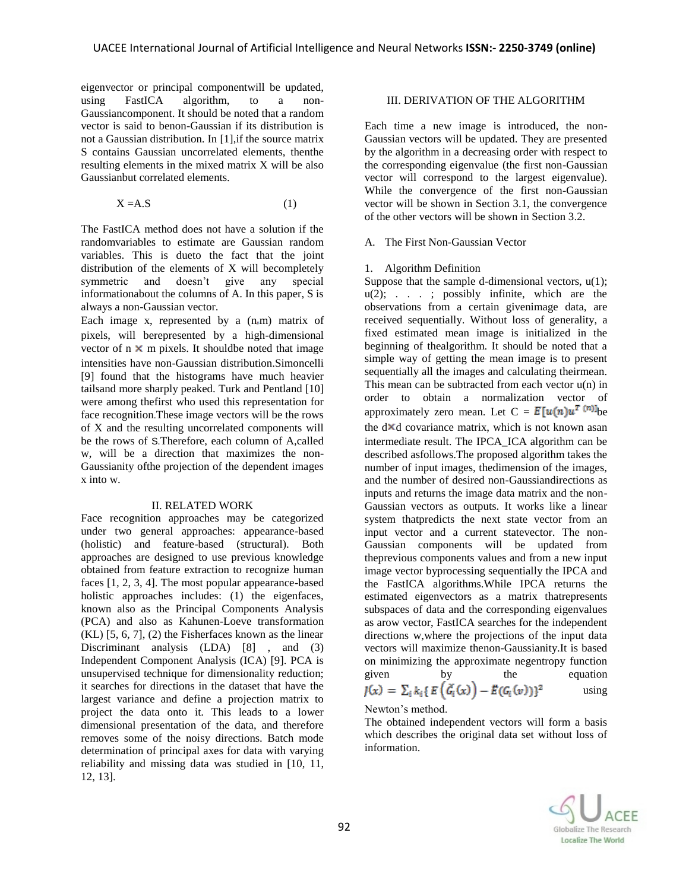eigenvector or principal componentwill be updated, using FastICA algorithm, to a non-Gaussiancomponent. It should be noted that a random vector is said to benon-Gaussian if its distribution is not a Gaussian distribution. In [1],if the source matrix S contains Gaussian uncorrelated elements, thenthe resulting elements in the mixed matrix X will be also Gaussianbut correlated elements.

$$X = A.S \qquad (1)$$

The FastICA method does not have a solution if the randomvariables to estimate are Gaussian random variables. This is dueto the fact that the joint distribution of the elements of X will becompletely symmetric and doesn't give any special informationabout the columns of A. In this paper, S is always a non-Gaussian vector.

Each image x, represented by a (n,m) matrix of pixels, will berepresented by a high-dimensional vector of n $\times$ m pixels. It shouldbe noted that image intensities have non-Gaussian distribution.Simoncelli [9] found that the histograms have much heavier tailsand more sharply peaked. Turk and Pentland [10] were among thefirst who used this representation for face recognition.These image vectors will be the rows of X and the resulting uncorrelated components will be the rows of S.Therefore, each column of A,called w, will be a direction that maximizes the non-Gaussianity ofthe projection of the dependent images x into w.

## II. RELATED WORK

Face recognition approaches may be categorized under two general approaches: appearance-based (holistic) and feature-based (structural). Both approaches are designed to use previous knowledge obtained from feature extraction to recognize human faces [1, 2, 3, 4]. The most popular appearance-based holistic approaches includes: (1) the eigenfaces, known also as the Principal Components Analysis (PCA) and also as Kahunen-Loeve transformation (KL) [5, 6, 7], (2) the Fisherfaces known as the linear Discriminant analysis (LDA) [8] , and (3) Independent Component Analysis (ICA) [9]. PCA is unsupervised technique for dimensionality reduction; it searches for directions in the dataset that have the largest variance and define a projection matrix to project the data onto it. This leads to a lower dimensional presentation of the data, and therefore removes some of the noisy directions. Batch mode determination of principal axes for data with varying reliability and missing data was studied in [10, 11, 12, 13].

## III. DERIVATION OF THE ALGORITHM

Each time a new image is introduced, the non-Gaussian vectors will be updated. They are presented by the algorithm in a decreasing order with respect to the corresponding eigenvalue (the first non-Gaussian vector will correspond to the largest eigenvalue). While the convergence of the first non-Gaussian vector will be shown in Section 3.1, the convergence of the other vectors will be shown in Section 3.2.

### A. The First Non-Gaussian Vector

#### 1. Algorithm Definition

Suppose that the sample d-dimensional vectors, u(1); u(2); . . . ; possibly infinite, which are the observations from a certain givenimage data, are received sequentially. Without loss of generality, a fixed estimated mean image is initialized in the beginning of thealgorithm. It should be noted that a simple way of getting the mean image is to present sequentially all the images and calculating theirmean. This mean can be subtracted from each vector u(n) in order to obtain a normalization vector of approximately zero mean. Let $C = E[u(n)u^{T}(n)]$ be the d$\times$d covariance matrix, which is not known asan intermediate result. The IPCA_ICA algorithm can be described asfollows.The proposed algorithm takes the number of input images, thedimension of the images, and the number of desired non-Gaussiandirections as inputs and returns the image data matrix and the non-Gaussian vectors as outputs. It works like a linear system thatpredicts the next state vector from an input vector and a current statevector. The non-Gaussian components will be updated from theprevious components values and from a new input image vector byprocessing sequentially the IPCA and the FastICA algorithms.While IPCA returns the estimated eigenvectors as a matrix thatrepresents subspaces of data and the corresponding eigenvalues as arow vector, FastICA searches for the independent directions w,where the projections of the input data vectors will maximize thenon-Gaussianity.It is based on minimizing the approximate negentropy function given by the equation $J(x) = \sum_i k_i \{ E\left(\breve{G}_i(x)\right) - \breve{E}(G_i(v)) \}^2$ using Newton's method.

The obtained independent vectors will form a basis which describes the original data set without loss of information.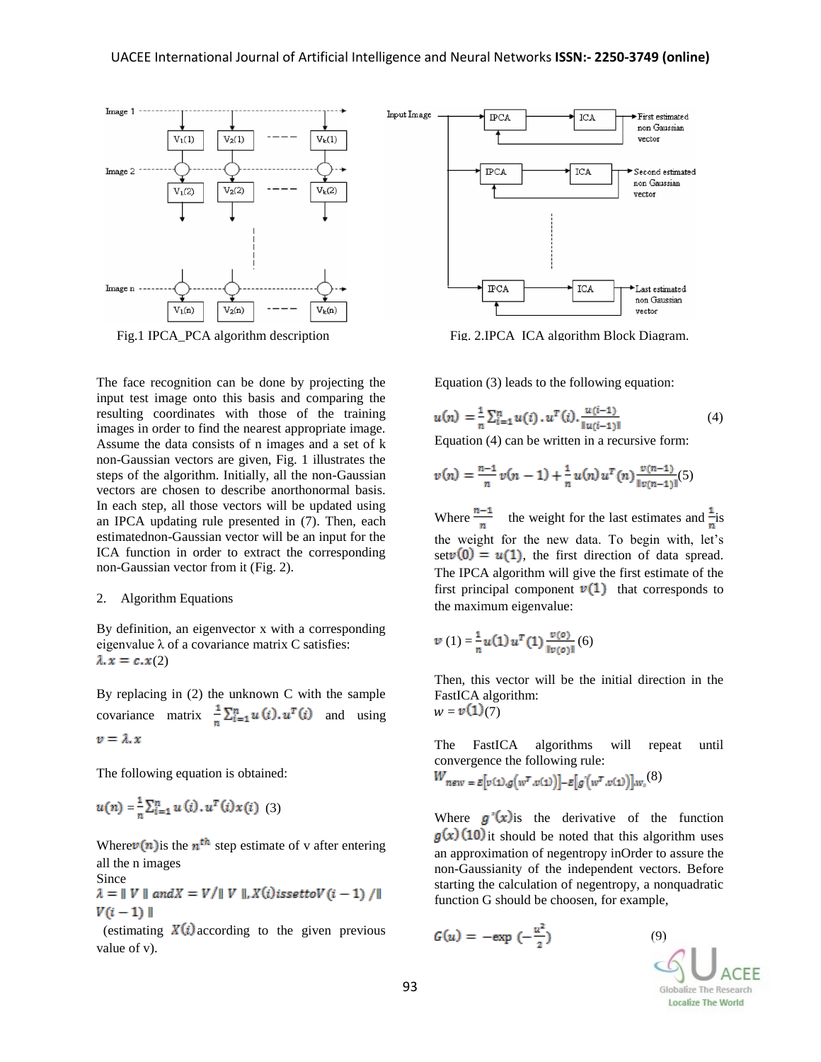Fig.1 IPCA_PCA algorithm description

Fig. 2.IPCA ICA algorithm Block Diagram.

The face recognition can be done by projecting the input test image onto this basis and comparing the resulting coordinates with those of the training images in order to find the nearest appropriate image. Assume the data consists of n images and a set of k non-Gaussian vectors are given, Fig. 1 illustrates the steps of the algorithm. Initially, all the non-Gaussian vectors are chosen to describe anorthonormal basis. In each step, all those vectors will be updated using an IPCA updating rule presented in (7). Then, each estimatednon-Gaussian vector will be an input for the ICA function in order to extract the corresponding non-Gaussian vector from it (Fig. 2).

2. Algorithm Equations

By definition, an eigenvector x with a corresponding eigenvalue λ of a covariance matrix C satisfies:

$\lambda . x = c . x$(2)

By replacing in (2) the unknown C with the sample covariance matrix $\frac{1}{n}\sum_{i=1}^{n} u(i) . u^T(i)$ and using $v = \lambda . x$

The following equation is obtained:

$u(n) = \frac{1}{n}\sum_{i=1}^{n} u(i) . u^T(i) x(i)$ (3)

Where$v(n)$is the $n^{th}$ step estimate of v after entering all the n images

Since

$\lambda = \| V \|$ $and X = V/\| V \|$, $X(i) is set to V(i-1) /\| V(i-1) \|$

(estimating $X(i)$according to the given previous value of v).

Equation (3) leads to the following equation:

$$u(n) = \frac{1}{n}\sum_{i=1}^{n} u(i) . u^T(i) . \frac{u(i-1)}{\| u(i-1) \|} \quad (4)$$

Equation (4) can be written in a recursive form:

$$v(n) = \frac{n-1}{n} v(n-1) + \frac{1}{n} u(n) u^T(n) \frac{v(n-1)}{\| v(n-1) \|} (5)$$

Where $\frac{n-1}{n}$ the weight for the last estimates and $\frac{1}{n}$is the weight for the new data. To begin with, let's set$v(0) = u(1)$, the first direction of data spread. The IPCA algorithm will give the first estimate of the first principal component $v(1)$ that corresponds to the maximum eigenvalue:

$$v(1) = \frac{1}{n} u(1) u^T(1) \frac{v(0)}{\| v(0) \|} (6)$$

Then, this vector will be the initial direction in the FastICA algorithm:

$w = v(1)$(7)

The FastICA algorithms will repeat until convergence the following rule:

$W_{new} = E[v(1) . g(w^T . v(1))] - E[g'(w^T . v(1))] . w,$ (8)

Where $g'(x)$is the derivative of the function $g(x)$ (10) it should be noted that this algorithm uses an approximation of negentropy inOrder to assure the non-Gaussianity of the independent vectors. Before starting the calculation of negentropy, a nonquadratic function G should be choosen, for example,

$$G(u) = -\exp\left(-\frac{u^2}{2}\right) \quad (9)$$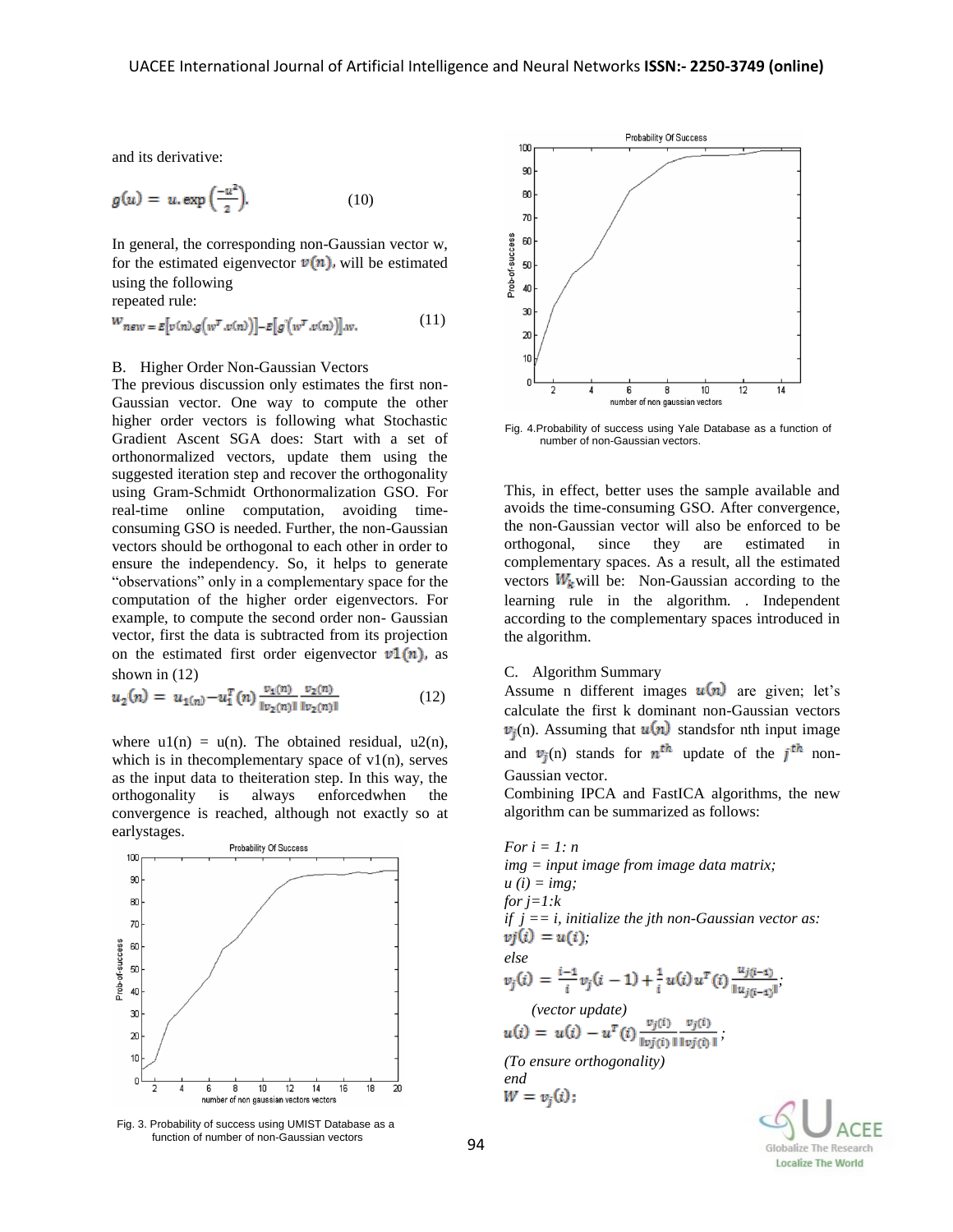and its derivative:

$$g(u) = u.\exp\left(\frac{-u^2}{2}\right). \qquad (10)$$

In general, the corresponding non-Gaussian vector w, for the estimated eigenvector $v(n)$, will be estimated using the following repeated rule:

$$w_{new} = E\left[v(n).g\left(w^T.x(n)\right)\right] - E\left[g'\left(w^T.x(n)\right)\right].w. \qquad (11)$$

B. Higher Order Non-Gaussian Vectors

The previous discussion only estimates the first non-Gaussian vector. One way to compute the other higher order vectors is following what Stochastic Gradient Ascent SGA does: Start with a set of orthonormalized vectors, update them using the suggested iteration step and recover the orthogonality using Gram-Schmidt Orthonormalization GSO. For real-time online computation, avoiding time-consuming GSO is needed. Further, the non-Gaussian vectors should be orthogonal to each other in order to ensure the independency. So, it helps to generate "observations" only in a complementary space for the computation of the higher order eigenvectors. For example, to compute the second order non- Gaussian vector, first the data is subtracted from its projection on the estimated first order eigenvector $v1(n)$, as shown in (12)

$$u_2(n) = u_{1(n)} - u_1^T(n)\frac{v_1(n)}{\|v_2(n)\|}\frac{v_2(n)}{\|v_2(n)\|} \qquad (12)$$

where u1(n) = u(n). The obtained residual, u2(n), which is in thecomplementary space of v1(n), serves as the input data to theiteration step. In this way, the orthogonality is always enforcedwhen the convergence is reached, although not exactly so at earlystages.

Fig. 3. Probability of success using UMIST Database as a function of number of non-Gaussian vectors

Fig. 4.Probability of success using Yale Database as a function of number of non-Gaussian vectors.

This, in effect, better uses the sample available and avoids the time-consuming GSO. After convergence, the non-Gaussian vector will also be enforced to be orthogonal, since they are estimated in complementary spaces. As a result, all the estimated vectors $W_k$ will be: Non-Gaussian according to the learning rule in the algorithm. . Independent according to the complementary spaces introduced in the algorithm.

C. Algorithm Summary

Assume n different images $u(n)$ are given; let's calculate the first k dominant non-Gaussian vectors $v_j(n)$. Assuming that $u(n)$ standsfor nth input image and $v_j(n)$ stands for $n^{th}$ update of the $j^{th}$ non-Gaussian vector.

Combining IPCA and FastICA algorithms, the new algorithm can be summarized as follows:

*For i = 1: n*
*img = input image from image data matrix;*
*u (i) = img;*
*for j=1:k*
*if j == i, initialize the jth non-Gaussian vector as:*
$vj(i) = u(i)$;
*else*

$$v_j(i) = \frac{i-1}{i}v_j(i-1) + \frac{1}{i}u(i)u^T(i)\frac{u_{j(i-1)}}{\|u_{j(i-1)}\|};$$

*(vector update)*

$$u(i) = u(i) - u^T(i)\frac{v_j(i)}{\|vj(i)\|}\frac{v_j(i)}{\|vj(i)\|};$$

*(To ensure orthogonality)*
*end*
$W = v_j(i)$;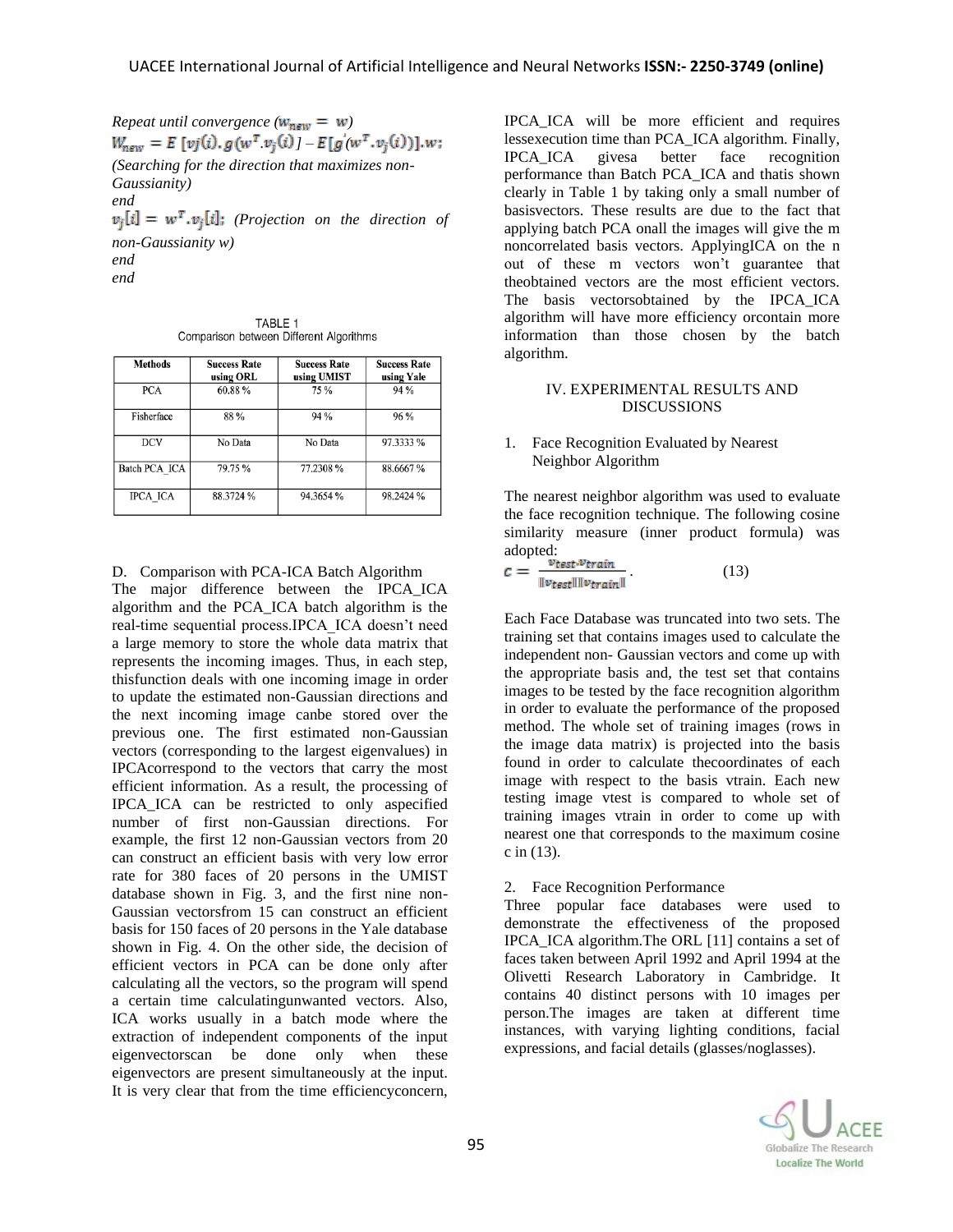*Repeat until convergence* ($w_{new} = w$)

$W_{new} = E\,[vj(i).\,g(w^T.v_j(i)\,] - E[g^{'}(w^T.v_j(i))].w;$

*(Searching for the direction that maximizes non-Gaussianity)*

*end*

$v_j[i] = w^T.v_j[i];$ *(Projection on the direction of non-Gaussianity w)*

*end*

*end*

TABLE 1
Comparison between Different Algorithms

| Methods | Success Rate using ORL | Success Rate using UMIST | Success Rate using Yale |
|---|---|---|---|
| PCA | 60.88 % | 75 % | 94 % |
| Fisherface | 88 % | 94 % | 96 % |
| DCV | No Data | No Data | 97.3333 % |
| Batch PCA_ICA | 79.75 % | 77.2308 % | 88.6667 % |
| IPCA_ICA | 88.3724 % | 94.3654 % | 98.2424 % |

D. Comparison with PCA-ICA Batch Algorithm

The major difference between the IPCA_ICA algorithm and the PCA_ICA batch algorithm is the real-time sequential process.IPCA_ICA doesn't need a large memory to store the whole data matrix that represents the incoming images. Thus, in each step, thisfunction deals with one incoming image in order to update the estimated non-Gaussian directions and the next incoming image canbe stored over the previous one. The first estimated non-Gaussian vectors (corresponding to the largest eigenvalues) in IPCAcorrespond to the vectors that carry the most efficient information. As a result, the processing of IPCA_ICA can be restricted to only aspecified number of first non-Gaussian directions. For example, the first 12 non-Gaussian vectors from 20 can construct an efficient basis with very low error rate for 380 faces of 20 persons in the UMIST database shown in Fig. 3, and the first nine non-Gaussian vectorsfrom 15 can construct an efficient basis for 150 faces of 20 persons in the Yale database shown in Fig. 4. On the other side, the decision of efficient vectors in PCA can be done only after calculating all the vectors, so the program will spend a certain time calculatingunwanted vectors. Also, ICA works usually in a batch mode where the extraction of independent components of the input eigenvectorscan be done only when these eigenvectors are present simultaneously at the input. It is very clear that from the time efficiencyconcern, IPCA_ICA will be more efficient and requires lessexecution time than PCA_ICA algorithm. Finally, IPCA_ICA givesa better face recognition performance than Batch PCA_ICA and thatis shown clearly in Table 1 by taking only a small number of basisvectors. These results are due to the fact that applying batch PCA onall the images will give the m noncorrelated basis vectors. ApplyingICA on the n out of these m vectors won't guarantee that theobtained vectors are the most efficient vectors. The basis vectorsobtained by the IPCA_ICA algorithm will have more efficiency orcontain more information than those chosen by the batch algorithm.

## IV. EXPERIMENTAL RESULTS AND DISCUSSIONS

1. Face Recognition Evaluated by Nearest Neighbor Algorithm

The nearest neighbor algorithm was used to evaluate the face recognition technique. The following cosine similarity measure (inner product formula) was adopted:

$$c = \frac{v_{test}.v_{train}}{\|v_{test}\|\|v_{train}\|}. \qquad (13)$$

Each Face Database was truncated into two sets. The training set that contains images used to calculate the independent non- Gaussian vectors and come up with the appropriate basis and, the test set that contains images to be tested by the face recognition algorithm in order to evaluate the performance of the proposed method. The whole set of training images (rows in the image data matrix) is projected into the basis found in order to calculate thecoordinates of each image with respect to the basis vtrain. Each new testing image vtest is compared to whole set of training images vtrain in order to come up with nearest one that corresponds to the maximum cosine c in (13).

2. Face Recognition Performance

Three popular face databases were used to demonstrate the effectiveness of the proposed IPCA_ICA algorithm.The ORL [11] contains a set of faces taken between April 1992 and April 1994 at the Olivetti Research Laboratory in Cambridge. It contains 40 distinct persons with 10 images per person.The images are taken at different time instances, with varying lighting conditions, facial expressions, and facial details (glasses/noglasses).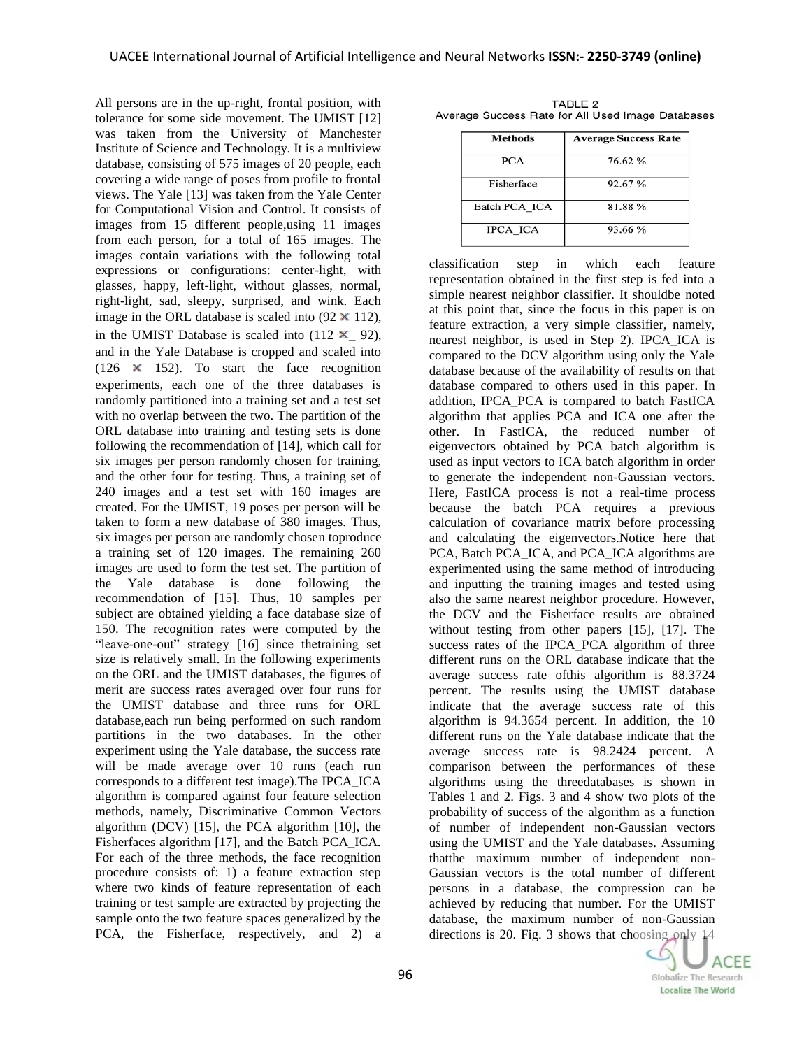All persons are in the up-right, frontal position, with tolerance for some side movement. The UMIST [12] was taken from the University of Manchester Institute of Science and Technology. It is a multiview database, consisting of 575 images of 20 people, each covering a wide range of poses from profile to frontal views. The Yale [13] was taken from the Yale Center for Computational Vision and Control. It consists of images from 15 different people,using 11 images from each person, for a total of 165 images. The images contain variations with the following total expressions or configurations: center-light, with glasses, happy, left-light, without glasses, normal, right-light, sad, sleepy, surprised, and wink. Each image in the ORL database is scaled into (92 × 112), in the UMIST Database is scaled into (112 ×_ 92), and in the Yale Database is cropped and scaled into (126 × 152). To start the face recognition experiments, each one of the three databases is randomly partitioned into a training set and a test set with no overlap between the two. The partition of the ORL database into training and testing sets is done following the recommendation of [14], which call for six images per person randomly chosen for training, and the other four for testing. Thus, a training set of 240 images and a test set with 160 images are created. For the UMIST, 19 poses per person will be taken to form a new database of 380 images. Thus, six images per person are randomly chosen toproduce a training set of 120 images. The remaining 260 images are used to form the test set. The partition of the Yale database is done following the recommendation of [15]. Thus, 10 samples per subject are obtained yielding a face database size of 150. The recognition rates were computed by the "leave-one-out" strategy [16] since thetraining set size is relatively small. In the following experiments on the ORL and the UMIST databases, the figures of merit are success rates averaged over four runs for the UMIST database and three runs for ORL database,each run being performed on such random partitions in the two databases. In the other experiment using the Yale database, the success rate will be made average over 10 runs (each run corresponds to a different test image).The IPCA_ICA algorithm is compared against four feature selection methods, namely, Discriminative Common Vectors algorithm (DCV) [15], the PCA algorithm [10], the Fisherfaces algorithm [17], and the Batch PCA_ICA. For each of the three methods, the face recognition procedure consists of: 1) a feature extraction step where two kinds of feature representation of each training or test sample are extracted by projecting the sample onto the two feature spaces generalized by the PCA, the Fisherface, respectively, and 2) a

TABLE 2
Average Success Rate for All Used Image Databases

| Methods | Average Success Rate |
| --- | --- |
| PCA | 76.62 % |
| Fisherface | 92.67 % |
| Batch PCA_ICA | 81.88 % |
| IPCA_ICA | 93.66 % |

classification step in which each feature representation obtained in the first step is fed into a simple nearest neighbor classifier. It shouldbe noted at this point that, since the focus in this paper is on feature extraction, a very simple classifier, namely, nearest neighbor, is used in Step 2). IPCA_ICA is compared to the DCV algorithm using only the Yale database because of the availability of results on that database compared to others used in this paper. In addition, IPCA_PCA is compared to batch FastICA algorithm that applies PCA and ICA one after the other. In FastICA, the reduced number of eigenvectors obtained by PCA batch algorithm is used as input vectors to ICA batch algorithm in order to generate the independent non-Gaussian vectors. Here, FastICA process is not a real-time process because the batch PCA requires a previous calculation of covariance matrix before processing and calculating the eigenvectors.Notice here that PCA, Batch PCA_ICA, and PCA_ICA algorithms are experimented using the same method of introducing and inputting the training images and tested using also the same nearest neighbor procedure. However, the DCV and the Fisherface results are obtained without testing from other papers [15], [17]. The success rates of the IPCA_PCA algorithm of three different runs on the ORL database indicate that the average success rate ofthis algorithm is 88.3724 percent. The results using the UMIST database indicate that the average success rate of this algorithm is 94.3654 percent. In addition, the 10 different runs on the Yale database indicate that the average success rate is 98.2424 percent. A comparison between the performances of these algorithms using the threedatabases is shown in Tables 1 and 2. Figs. 3 and 4 show two plots of the probability of success of the algorithm as a function of number of independent non-Gaussian vectors using the UMIST and the Yale databases. Assuming thatthe maximum number of independent non-Gaussian vectors is the total number of different persons in a database, the compression can be achieved by reducing that number. For the UMIST database, the maximum number of non-Gaussian directions is 20. Fig. 3 shows that choosing only 14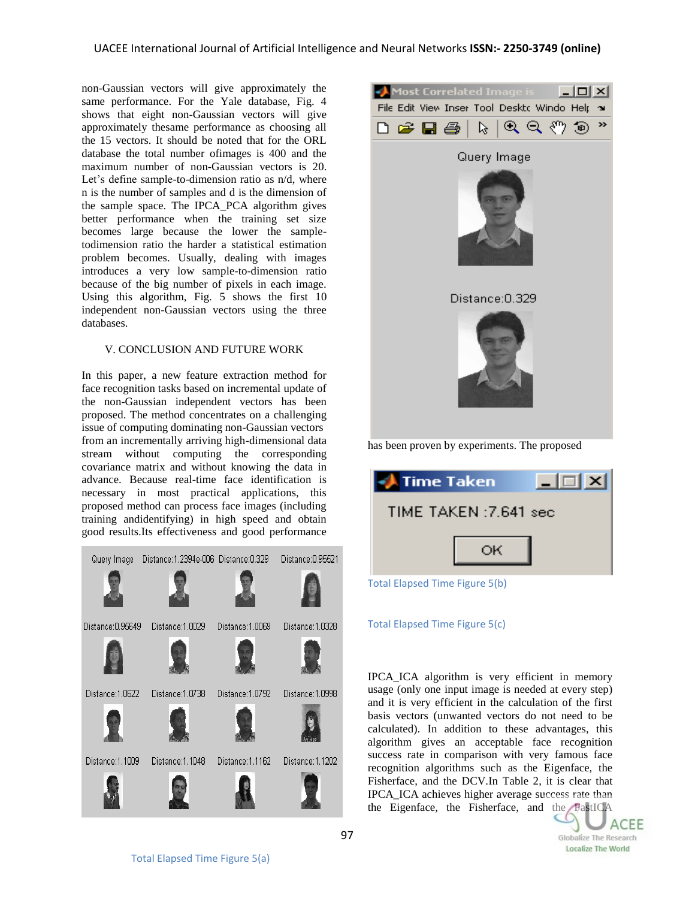non-Gaussian vectors will give approximately the same performance. For the Yale database, Fig. 4 shows that eight non-Gaussian vectors will give approximately thesame performance as choosing all the 15 vectors. It should be noted that for the ORL database the total number ofimages is 400 and the maximum number of non-Gaussian vectors is 20. Let's define sample-to-dimension ratio as n/d, where n is the number of samples and d is the dimension of the sample space. The IPCA_PCA algorithm gives better performance when the training set size becomes large because the lower the sample-todimension ratio the harder a statistical estimation problem becomes. Usually, dealing with images introduces a very low sample-to-dimension ratio because of the big number of pixels in each image. Using this algorithm, Fig. 5 shows the first 10 independent non-Gaussian vectors using the three databases.

## V. CONCLUSION AND FUTURE WORK

In this paper, a new feature extraction method for face recognition tasks based on incremental update of the non-Gaussian independent vectors has been proposed. The method concentrates on a challenging issue of computing dominating non-Gaussian vectors from an incrementally arriving high-dimensional data stream without computing the corresponding covariance matrix and without knowing the data in advance. Because real-time face identification is necessary in most practical applications, this proposed method can process face images (including training andidentifying) in high speed and obtain good results.Its effectiveness and good performance has been proven by experiments. The proposed

Total Elapsed Time Figure 5(a)

Total Elapsed Time Figure 5(b)

Total Elapsed Time Figure 5(c)

IPCA_ICA algorithm is very efficient in memory usage (only one input image is needed at every step) and it is very efficient in the calculation of the first basis vectors (unwanted vectors do not need to be calculated). In addition to these advantages, this algorithm gives an acceptable face recognition success rate in comparison with very famous face recognition algorithms such as the Eigenface, the Fisherface, and the DCV.In Table 2, it is clear that IPCA_ICA achieves higher average success rate than the Eigenface, the Fisherface, and the FastICA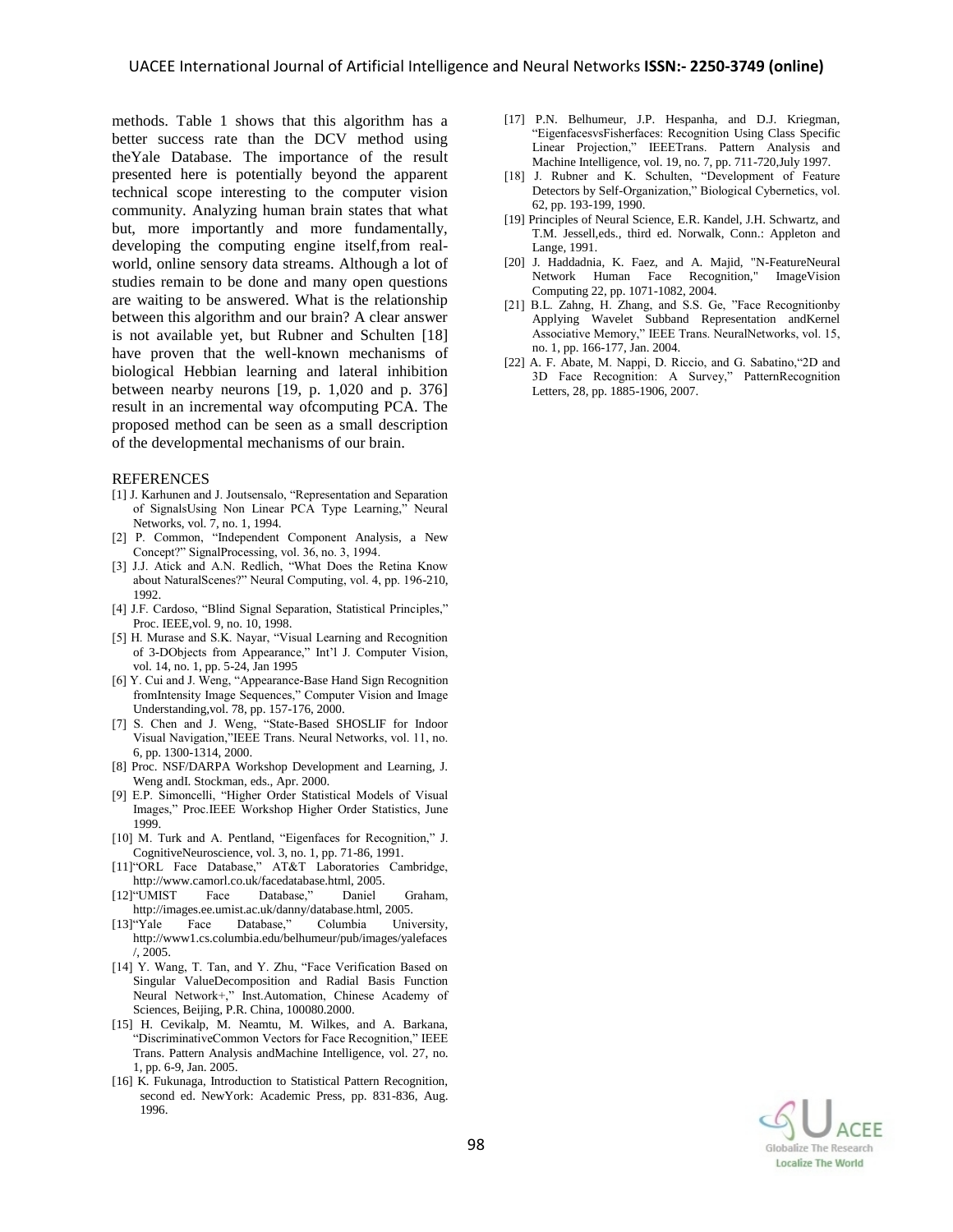methods. Table 1 shows that this algorithm has a better success rate than the DCV method using theYale Database. The importance of the result presented here is potentially beyond the apparent technical scope interesting to the computer vision community. Analyzing human brain states that what but, more importantly and more fundamentally, developing the computing engine itself,from real-world, online sensory data streams. Although a lot of studies remain to be done and many open questions are waiting to be answered. What is the relationship between this algorithm and our brain? A clear answer is not available yet, but Rubner and Schulten [18] have proven that the well-known mechanisms of biological Hebbian learning and lateral inhibition between nearby neurons [19, p. 1,020 and p. 376] result in an incremental way ofcomputing PCA. The proposed method can be seen as a small description of the developmental mechanisms of our brain.

## REFERENCES

[1] J. Karhunen and J. Joutsensalo, "Representation and Separation of SignalsUsing Non Linear PCA Type Learning," Neural Networks, vol. 7, no. 1, 1994.

[2] P. Common, "Independent Component Analysis, a New Concept?" SignalProcessing, vol. 36, no. 3, 1994.

[3] J.J. Atick and A.N. Redlich, "What Does the Retina Know about NaturalScenes?" Neural Computing, vol. 4, pp. 196-210, 1992.

[4] J.F. Cardoso, "Blind Signal Separation, Statistical Principles," Proc. IEEE,vol. 9, no. 10, 1998.

[5] H. Murase and S.K. Nayar, "Visual Learning and Recognition of 3-DObjects from Appearance," Int'l J. Computer Vision, vol. 14, no. 1, pp. 5-24, Jan 1995

[6] Y. Cui and J. Weng, "Appearance-Base Hand Sign Recognition fromIntensity Image Sequences," Computer Vision and Image Understanding,vol. 78, pp. 157-176, 2000.

[7] S. Chen and J. Weng, "State-Based SHOSLIF for Indoor Visual Navigation,"IEEE Trans. Neural Networks, vol. 11, no. 6, pp. 1300-1314, 2000.

[8] Proc. NSF/DARPA Workshop Development and Learning, J. Weng andI. Stockman, eds., Apr. 2000.

[9] E.P. Simoncelli, "Higher Order Statistical Models of Visual Images," Proc.IEEE Workshop Higher Order Statistics, June 1999.

[10] M. Turk and A. Pentland, "Eigenfaces for Recognition," J. CognitiveNeuroscience, vol. 3, no. 1, pp. 71-86, 1991.

[11]"ORL Face Database," AT&T Laboratories Cambridge, http://www.camorl.co.uk/facedatabase.html, 2005.

[12]"UMIST Face Database," Daniel Graham, http://images.ee.umist.ac.uk/danny/database.html, 2005.

[13]"Yale Face Database," Columbia University, http://www1.cs.columbia.edu/belhumeur/pub/images/yalefaces/, 2005.

[14] Y. Wang, T. Tan, and Y. Zhu, "Face Verification Based on Singular ValueDecomposition and Radial Basis Function Neural Network+," Inst.Automation, Chinese Academy of Sciences, Beijing, P.R. China, 100080.2000.

[15] H. Cevikalp, M. Neamtu, M. Wilkes, and A. Barkana, "DiscriminativeCommon Vectors for Face Recognition," IEEE Trans. Pattern Analysis andMachine Intelligence, vol. 27, no. 1, pp. 6-9, Jan. 2005.

[16] K. Fukunaga, Introduction to Statistical Pattern Recognition, second ed. NewYork: Academic Press, pp. 831-836, Aug. 1996.

[17] P.N. Belhumeur, J.P. Hespanha, and D.J. Kriegman, "EigenfacesvsFisherfaces: Recognition Using Class Specific Linear Projection," IEEETrans. Pattern Analysis and Machine Intelligence, vol. 19, no. 7, pp. 711-720,July 1997.

[18] J. Rubner and K. Schulten, "Development of Feature Detectors by Self-Organization," Biological Cybernetics, vol. 62, pp. 193-199, 1990.

[19] Principles of Neural Science, E.R. Kandel, J.H. Schwartz, and T.M. Jessell,eds., third ed. Norwalk, Conn.: Appleton and Lange, 1991.

[20] J. Haddadnia, K. Faez, and A. Majid, "N-FeatureNeural Network Human Face Recognition," ImageVision Computing 22, pp. 1071-1082, 2004.

[21] B.L. Zahng, H. Zhang, and S.S. Ge, "Face Recognitionby Applying Wavelet Subband Representation andKernel Associative Memory," IEEE Trans. NeuralNetworks, vol. 15, no. 1, pp. 166-177, Jan. 2004.

[22] A. F. Abate, M. Nappi, D. Riccio, and G. Sabatino,"2D and 3D Face Recognition: A Survey," PatternRecognition Letters, 28, pp. 1885-1906, 2007.